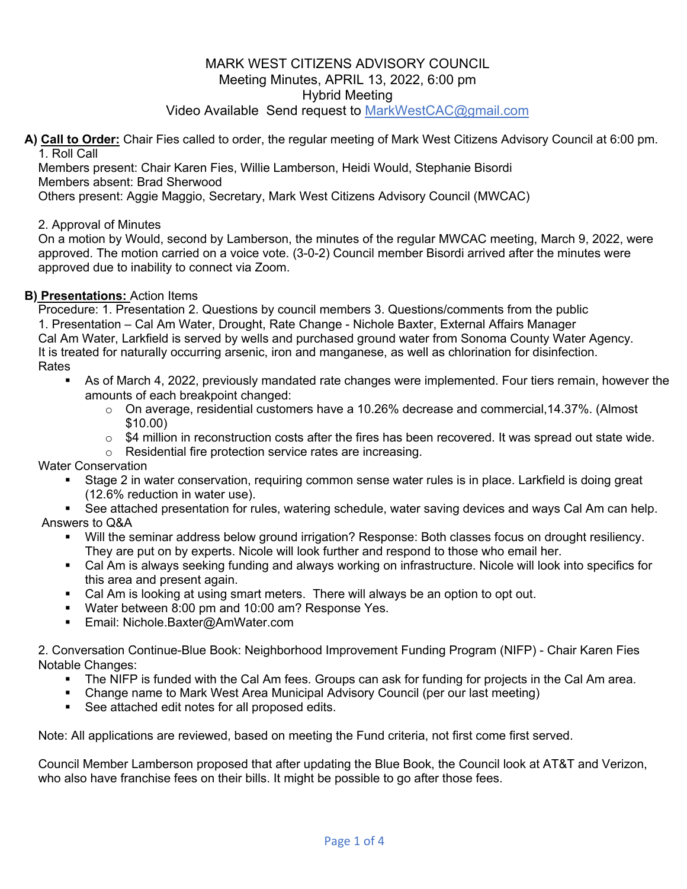# MARK WEST CITIZENS ADVISORY COUNCIL

Meeting Minutes, APRIL 13, 2022, 6:00 pm
Hybrid Meeting
Video Available Send request to MarkWestCAC@gmail.com

**A) <u>Call to Order:</u>** Chair Fies called to order, the regular meeting of Mark West Citizens Advisory Council at 6:00 pm.

1. Roll Call

Members present: Chair Karen Fies, Willie Lamberson, Heidi Would, Stephanie Bisordi
Members absent: Brad Sherwood
Others present: Aggie Maggio, Secretary, Mark West Citizens Advisory Council (MWCAC)

2. Approval of Minutes

On a motion by Would, second by Lamberson, the minutes of the regular MWCAC meeting, March 9, 2022, were approved. The motion carried on a voice vote. (3-0-2) Council member Bisordi arrived after the minutes were approved due to inability to connect via Zoom.

**B) <u>Presentations:</u>** Action Items

Procedure: 1. Presentation 2. Questions by council members 3. Questions/comments from the public

1. Presentation – Cal Am Water, Drought, Rate Change - Nichole Baxter, External Affairs Manager

Cal Am Water, Larkfield is served by wells and purchased ground water from Sonoma County Water Agency. It is treated for naturally occurring arsenic, iron and manganese, as well as chlorination for disinfection.

Rates

- As of March 4, 2022, previously mandated rate changes were implemented. Four tiers remain, however the amounts of each breakpoint changed:
  - On average, residential customers have a 10.26% decrease and commercial,14.37%. (Almost $10.00)
  - $4 million in reconstruction costs after the fires has been recovered. It was spread out state wide.
  - Residential fire protection service rates are increasing.

Water Conservation

- Stage 2 in water conservation, requiring common sense water rules is in place. Larkfield is doing great (12.6% reduction in water use).
- See attached presentation for rules, watering schedule, water saving devices and ways Cal Am can help.

Answers to Q&A

- Will the seminar address below ground irrigation? Response: Both classes focus on drought resiliency. They are put on by experts. Nicole will look further and respond to those who email her.
- Cal Am is always seeking funding and always working on infrastructure. Nicole will look into specifics for this area and present again.
- Cal Am is looking at using smart meters. There will always be an option to opt out.
- Water between 8:00 pm and 10:00 am? Response Yes.
- Email: Nichole.Baxter@AmWater.com

2. Conversation Continue-Blue Book: Neighborhood Improvement Funding Program (NIFP) - Chair Karen Fies

Notable Changes:

- The NIFP is funded with the Cal Am fees. Groups can ask for funding for projects in the Cal Am area.
- Change name to Mark West Area Municipal Advisory Council (per our last meeting)
- See attached edit notes for all proposed edits.

Note: All applications are reviewed, based on meeting the Fund criteria, not first come first served.

Council Member Lamberson proposed that after updating the Blue Book, the Council look at AT&T and Verizon, who also have franchise fees on their bills. It might be possible to go after those fees.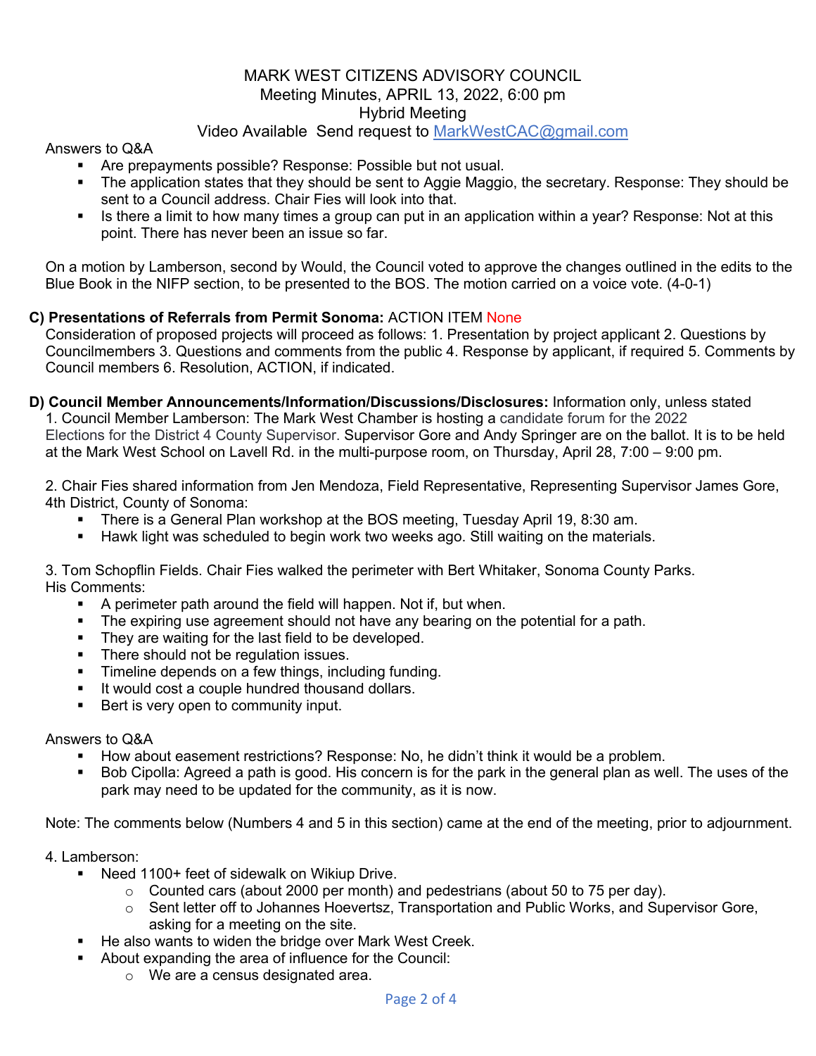MARK WEST CITIZENS ADVISORY COUNCIL
Meeting Minutes, APRIL 13, 2022, 6:00 pm
Hybrid Meeting
Video Available Send request to MarkWestCAC@gmail.com

Answers to Q&A

- Are prepayments possible? Response: Possible but not usual.
- The application states that they should be sent to Aggie Maggio, the secretary. Response: They should be sent to a Council address. Chair Fies will look into that.
- Is there a limit to how many times a group can put in an application within a year? Response: Not at this point. There has never been an issue so far.

On a motion by Lamberson, second by Would, the Council voted to approve the changes outlined in the edits to the Blue Book in the NIFP section, to be presented to the BOS. The motion carried on a voice vote. (4-0-1)

**C) Presentations of Referrals from Permit Sonoma:** ACTION ITEM None

Consideration of proposed projects will proceed as follows: 1. Presentation by project applicant 2. Questions by Councilmembers 3. Questions and comments from the public 4. Response by applicant, if required 5. Comments by Council members 6. Resolution, ACTION, if indicated.

**D) Council Member Announcements/Information/Discussions/Disclosures:** Information only, unless stated

1. Council Member Lamberson: The Mark West Chamber is hosting a candidate forum for the 2022 Elections for the District 4 County Supervisor. Supervisor Gore and Andy Springer are on the ballot. It is to be held at the Mark West School on Lavell Rd. in the multi-purpose room, on Thursday, April 28, 7:00 – 9:00 pm.

2. Chair Fies shared information from Jen Mendoza, Field Representative, Representing Supervisor James Gore, 4th District, County of Sonoma:

- There is a General Plan workshop at the BOS meeting, Tuesday April 19, 8:30 am.
- Hawk light was scheduled to begin work two weeks ago. Still waiting on the materials.

3. Tom Schopflin Fields. Chair Fies walked the perimeter with Bert Whitaker, Sonoma County Parks.
His Comments:

- A perimeter path around the field will happen. Not if, but when.
- The expiring use agreement should not have any bearing on the potential for a path.
- They are waiting for the last field to be developed.
- There should not be regulation issues.
- Timeline depends on a few things, including funding.
- It would cost a couple hundred thousand dollars.
- Bert is very open to community input.

Answers to Q&A

- How about easement restrictions? Response: No, he didn't think it would be a problem.
- Bob Cipolla: Agreed a path is good. His concern is for the park in the general plan as well. The uses of the park may need to be updated for the community, as it is now.

Note: The comments below (Numbers 4 and 5 in this section) came at the end of the meeting, prior to adjournment.

4. Lamberson:

- Need 1100+ feet of sidewalk on Wikiup Drive.
  - Counted cars (about 2000 per month) and pedestrians (about 50 to 75 per day).
  - Sent letter off to Johannes Hoevertsz, Transportation and Public Works, and Supervisor Gore, asking for a meeting on the site.
- He also wants to widen the bridge over Mark West Creek.
- About expanding the area of influence for the Council:
  - We are a census designated area.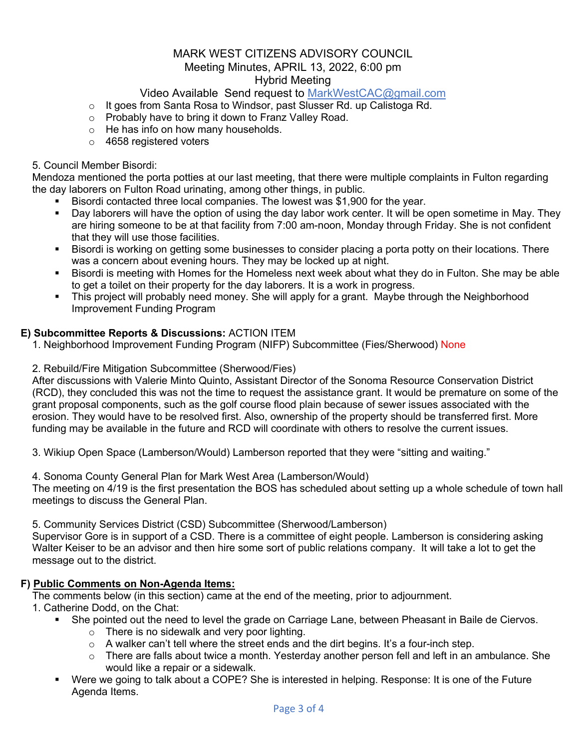MARK WEST CITIZENS ADVISORY COUNCIL
Meeting Minutes, APRIL 13, 2022, 6:00 pm
Hybrid Meeting
Video Available Send request to MarkWestCAC@gmail.com

- It goes from Santa Rosa to Windsor, past Slusser Rd. up Calistoga Rd.
- Probably have to bring it down to Franz Valley Road.
- He has info on how many households.
- 4658 registered voters

5. Council Member Bisordi:
Mendoza mentioned the porta potties at our last meeting, that there were multiple complaints in Fulton regarding the day laborers on Fulton Road urinating, among other things, in public.

- Bisordi contacted three local companies. The lowest was $1,900 for the year.
- Day laborers will have the option of using the day labor work center. It will be open sometime in May. They are hiring someone to be at that facility from 7:00 am-noon, Monday through Friday. She is not confident that they will use those facilities.
- Bisordi is working on getting some businesses to consider placing a porta potty on their locations. There was a concern about evening hours. They may be locked up at night.
- Bisordi is meeting with Homes for the Homeless next week about what they do in Fulton. She may be able to get a toilet on their property for the day laborers. It is a work in progress.
- This project will probably need money. She will apply for a grant. Maybe through the Neighborhood Improvement Funding Program

## E) Subcommittee Reports & Discussions: ACTION ITEM

1. Neighborhood Improvement Funding Program (NIFP) Subcommittee (Fies/Sherwood) None

2. Rebuild/Fire Mitigation Subcommittee (Sherwood/Fies)
After discussions with Valerie Minto Quinto, Assistant Director of the Sonoma Resource Conservation District (RCD), they concluded this was not the time to request the assistance grant. It would be premature on some of the grant proposal components, such as the golf course flood plain because of sewer issues associated with the erosion. They would have to be resolved first. Also, ownership of the property should be transferred first. More funding may be available in the future and RCD will coordinate with others to resolve the current issues.

3. Wikiup Open Space (Lamberson/Would) Lamberson reported that they were "sitting and waiting."

4. Sonoma County General Plan for Mark West Area (Lamberson/Would)
The meeting on 4/19 is the first presentation the BOS has scheduled about setting up a whole schedule of town hall meetings to discuss the General Plan.

5. Community Services District (CSD) Subcommittee (Sherwood/Lamberson)
Supervisor Gore is in support of a CSD. There is a committee of eight people. Lamberson is considering asking Walter Keiser to be an advisor and then hire some sort of public relations company. It will take a lot to get the message out to the district.

## F) Public Comments on Non-Agenda Items:

The comments below (in this section) came at the end of the meeting, prior to adjournment.

1. Catherine Dodd, on the Chat:
   - She pointed out the need to level the grade on Carriage Lane, between Pheasant in Baile de Ciervos.
     - There is no sidewalk and very poor lighting.
     - A walker can't tell where the street ends and the dirt begins. It's a four-inch step.
     - There are falls about twice a month. Yesterday another person fell and left in an ambulance. She would like a repair or a sidewalk.
   - Were we going to talk about a COPE? She is interested in helping. Response: It is one of the Future Agenda Items.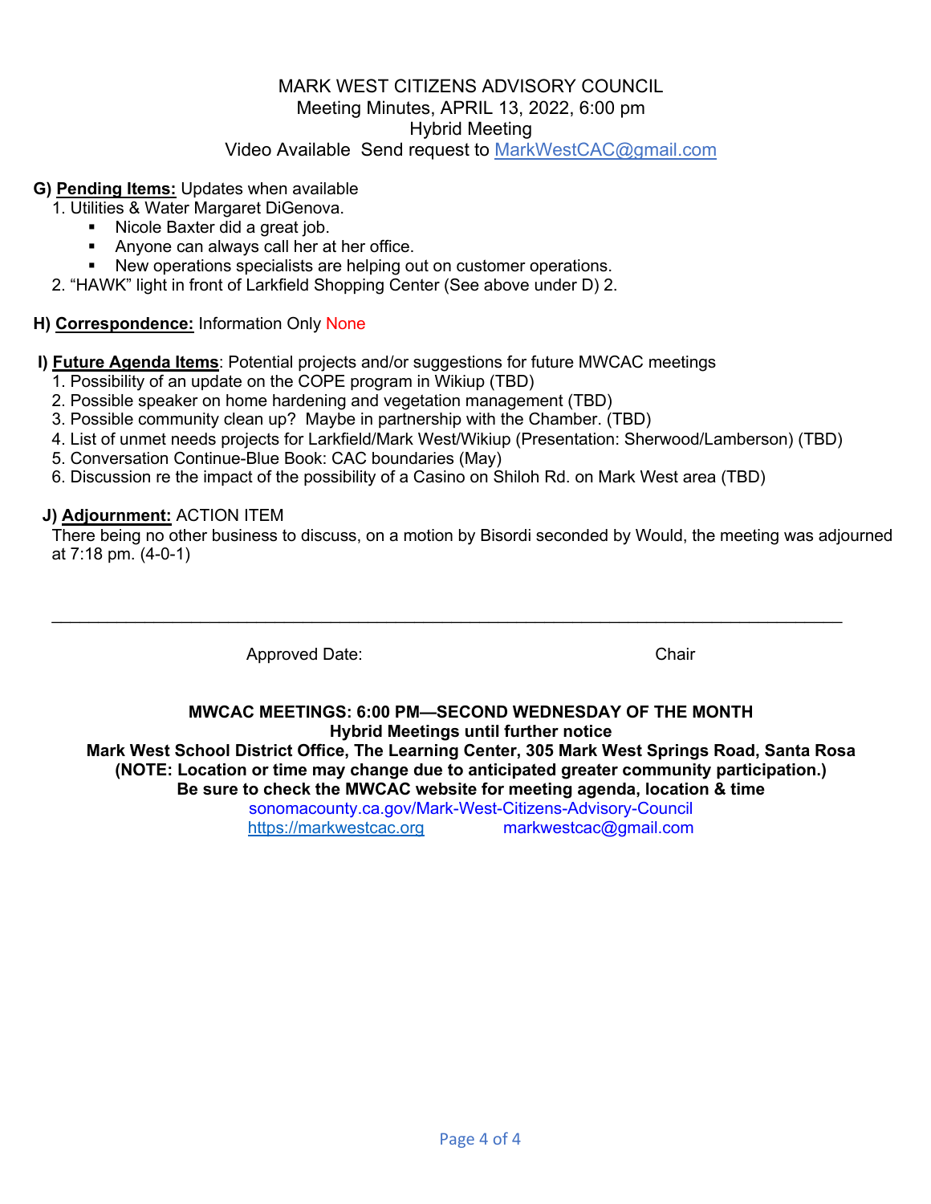MARK WEST CITIZENS ADVISORY COUNCIL
Meeting Minutes, APRIL 13, 2022, 6:00 pm
Hybrid Meeting
Video Available Send request to MarkWestCAC@gmail.com

**G) Pending Items:** Updates when available

1. Utilities & Water Margaret DiGenova.
   - Nicole Baxter did a great job.
   - Anyone can always call her at her office.
   - New operations specialists are helping out on customer operations.
2. "HAWK" light in front of Larkfield Shopping Center (See above under D) 2.

**H) Correspondence:** Information Only None

**I) Future Agenda Items**: Potential projects and/or suggestions for future MWCAC meetings

1. Possibility of an update on the COPE program in Wikiup (TBD)
2. Possible speaker on home hardening and vegetation management (TBD)
3. Possible community clean up? Maybe in partnership with the Chamber. (TBD)
4. List of unmet needs projects for Larkfield/Mark West/Wikiup (Presentation: Sherwood/Lamberson) (TBD)
5. Conversation Continue-Blue Book: CAC boundaries (May)
6. Discussion re the impact of the possibility of a Casino on Shiloh Rd. on Mark West area (TBD)

**J) Adjournment:** ACTION ITEM

There being no other business to discuss, on a motion by Bisordi seconded by Would, the meeting was adjourned at 7:18 pm. (4-0-1)

______________________________________________________________________

Approved Date: Chair

**MWCAC MEETINGS: 6:00 PM—SECOND WEDNESDAY OF THE MONTH**
**Hybrid Meetings until further notice**
**Mark West School District Office, The Learning Center, 305 Mark West Springs Road, Santa Rosa**
**(NOTE: Location or time may change due to anticipated greater community participation.)**
**Be sure to check the MWCAC website for meeting agenda, location & time**

sonomacounty.ca.gov/Mark-West-Citizens-Advisory-Council
https://markwestcac.org markwestcac@gmail.com